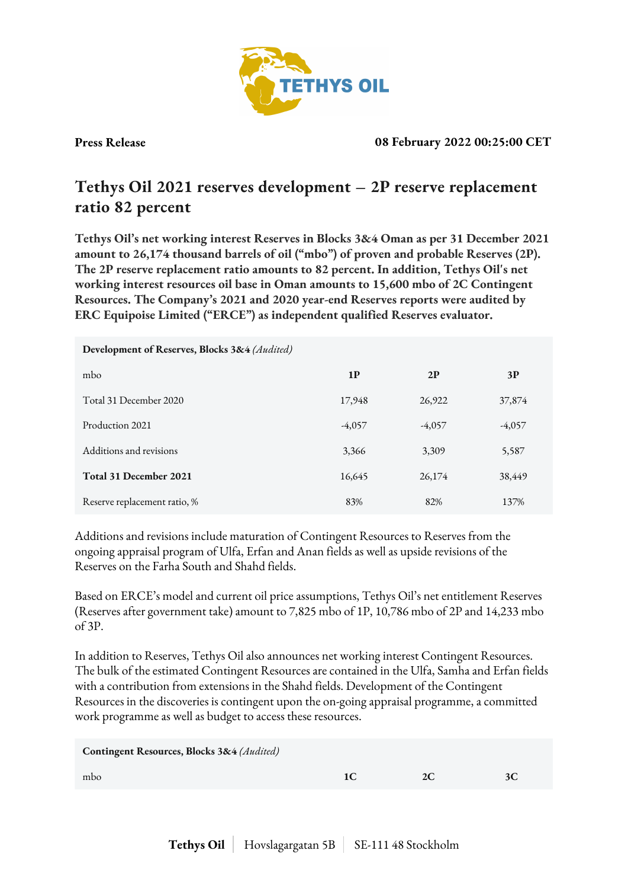**Press Release** **08 February 2022 00:25:00 CET**

# Tethys Oil 2021 reserves development – 2P reserve replacement ratio 82 percent

**Tethys Oil's net working interest Reserves in Blocks 3&4 Oman as per 31 December 2021 amount to 26,174 thousand barrels of oil ("mbo") of proven and probable Reserves (2P). The 2P reserve replacement ratio amounts to 82 percent. In addition, Tethys Oil's net working interest resources oil base in Oman amounts to 15,600 mbo of 2C Contingent Resources. The Company's 2021 and 2020 year-end Reserves reports were audited by ERC Equipoise Limited ("ERCE") as independent qualified Reserves evaluator.**

**Development of Reserves, Blocks 3&4** *(Audited)*

| mbo | 1P | 2P | 3P |
|---|---|---|---|
| Total 31 December 2020 | 17,948 | 26,922 | 37,874 |
| Production 2021 | -4,057 | -4,057 | -4,057 |
| Additions and revisions | 3,366 | 3,309 | 5,587 |
| **Total 31 December 2021** | 16,645 | 26,174 | 38,449 |
| Reserve replacement ratio, % | 83% | 82% | 137% |

Additions and revisions include maturation of Contingent Resources to Reserves from the ongoing appraisal program of Ulfa, Erfan and Anan fields as well as upside revisions of the Reserves on the Farha South and Shahd fields.

Based on ERCE's model and current oil price assumptions, Tethys Oil's net entitlement Reserves (Reserves after government take) amount to 7,825 mbo of 1P, 10,786 mbo of 2P and 14,233 mbo of 3P.

In addition to Reserves, Tethys Oil also announces net working interest Contingent Resources. The bulk of the estimated Contingent Resources are contained in the Ulfa, Samha and Erfan fields with a contribution from extensions in the Shahd fields. Development of the Contingent Resources in the discoveries is contingent upon the on-going appraisal programme, a committed work programme as well as budget to access these resources.

**Contingent Resources, Blocks 3&4** *(Audited)*

| mbo | 1C | 2C | 3C |
|---|---|---|---|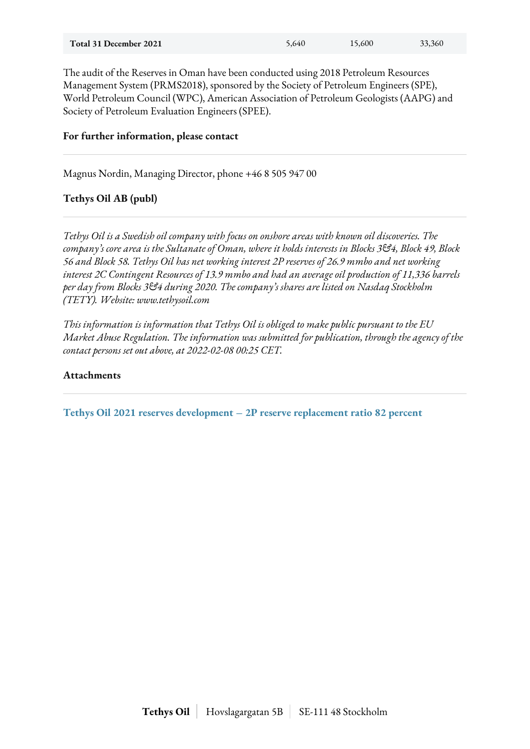| | | | |
|---|---|---|---|
| **Total 31 December 2021** | 5,640 | 15,600 | 33,360 |

The audit of the Reserves in Oman have been conducted using 2018 Petroleum Resources Management System (PRMS2018), sponsored by the Society of Petroleum Engineers (SPE), World Petroleum Council (WPC), American Association of Petroleum Geologists (AAPG) and Society of Petroleum Evaluation Engineers (SPEE).

**For further information, please contact**

Magnus Nordin, Managing Director, phone +46 8 505 947 00

**Tethys Oil AB (publ)**

*Tethys Oil is a Swedish oil company with focus on onshore areas with known oil discoveries. The company's core area is the Sultanate of Oman, where it holds interests in Blocks 3&4, Block 49, Block 56 and Block 58. Tethys Oil has net working interest 2P reserves of 26.9 mmbo and net working interest 2C Contingent Resources of 13.9 mmbo and had an average oil production of 11,336 barrels per day from Blocks 3&4 during 2020. The company's shares are listed on Nasdaq Stockholm (TETY). Website: www.tethysoil.com*

*This information is information that Tethys Oil is obliged to make public pursuant to the EU Market Abuse Regulation. The information was submitted for publication, through the agency of the contact persons set out above, at 2022-02-08 00:25 CET.*

**Attachments**

**Tethys Oil 2021 reserves development – 2P reserve replacement ratio 82 percent**